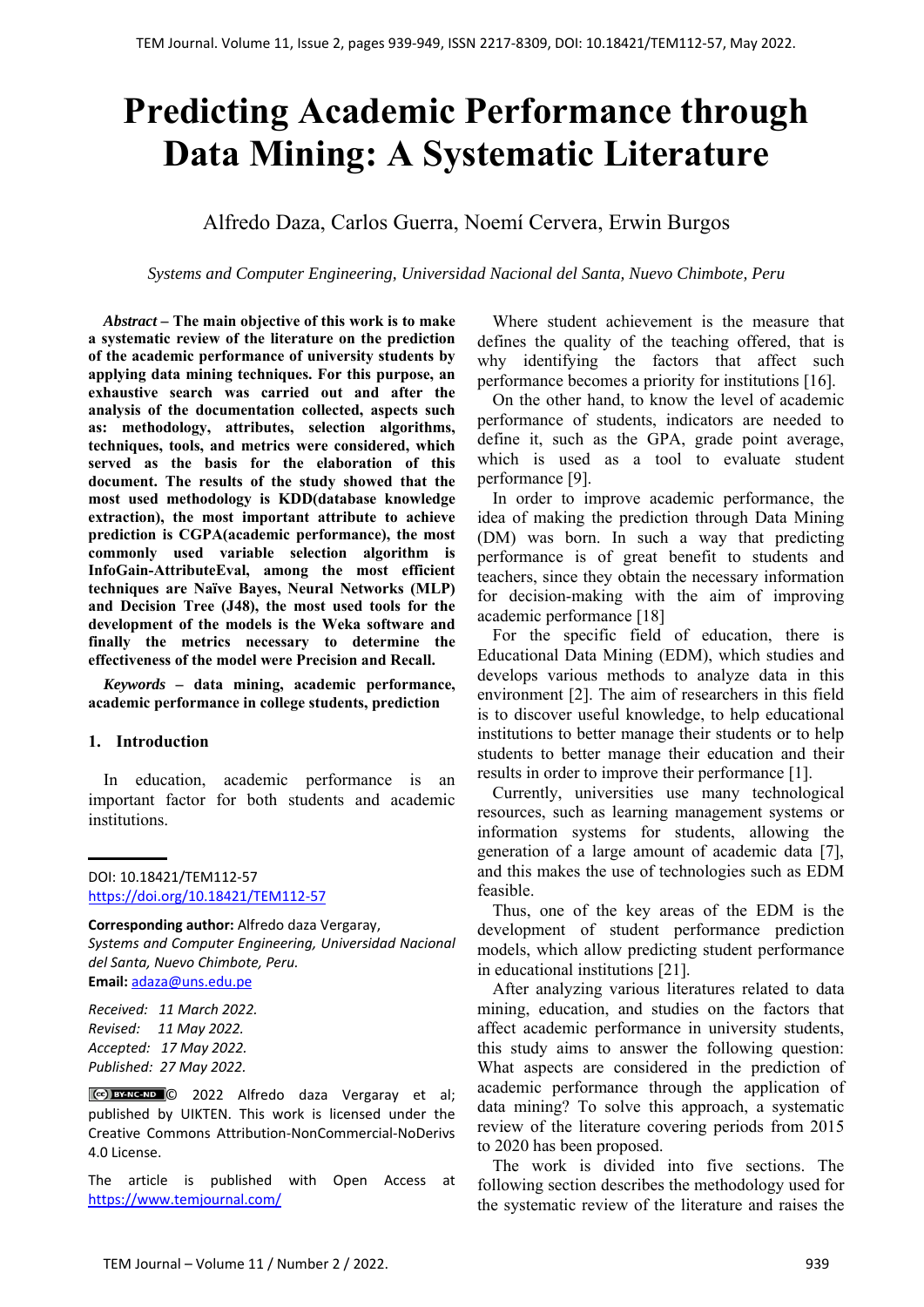# Predicting Academic Performance through Data Mining: A Systematic Literature

Alfredo Daza, Carlos Guerra, Noemí Cervera, Erwin Burgos

*Systems and Computer Engineering, Universidad Nacional del Santa, Nuevo Chimbote, Peru*

***Abstract* – The main objective of this work is to make a systematic review of the literature on the prediction of the academic performance of university students by applying data mining techniques. For this purpose, an exhaustive search was carried out and after the analysis of the documentation collected, aspects such as: methodology, attributes, selection algorithms, techniques, tools, and metrics were considered, which served as the basis for the elaboration of this document. The results of the study showed that the most used methodology is KDD(database knowledge extraction), the most important attribute to achieve prediction is CGPA(academic performance), the most commonly used variable selection algorithm is InfoGain-AttributeEval, among the most efficient techniques are Naïve Bayes, Neural Networks (MLP) and Decision Tree (J48), the most used tools for the development of the models is the Weka software and finally the metrics necessary to determine the effectiveness of the model were Precision and Recall.**

***Keywords* – data mining, academic performance, academic performance in college students, prediction**

## 1. Introduction

In education, academic performance is an important factor for both students and academic institutions.

---

DOI: 10.18421/TEM112-57
https://doi.org/10.18421/TEM112-57

**Corresponding author:** Alfredo daza Vergaray,
*Systems and Computer Engineering, Universidad Nacional del Santa, Nuevo Chimbote, Peru.*
**Email:** adaza@uns.edu.pe

*Received: 11 March 2022.*
*Revised: 11 May 2022.*
*Accepted: 17 May 2022.*
*Published: 27 May 2022.*

© 2022 Alfredo daza Vergaray et al; published by UIKTEN. This work is licensed under the Creative Commons Attribution-NonCommercial-NoDerivs 4.0 License.

The article is published with Open Access at https://www.temjournal.com/

---

Where student achievement is the measure that defines the quality of the teaching offered, that is why identifying the factors that affect such performance becomes a priority for institutions [16].

On the other hand, to know the level of academic performance of students, indicators are needed to define it, such as the GPA, grade point average, which is used as a tool to evaluate student performance [9].

In order to improve academic performance, the idea of making the prediction through Data Mining (DM) was born. In such a way that predicting performance is of great benefit to students and teachers, since they obtain the necessary information for decision-making with the aim of improving academic performance [18]

For the specific field of education, there is Educational Data Mining (EDM), which studies and develops various methods to analyze data in this environment [2]. The aim of researchers in this field is to discover useful knowledge, to help educational institutions to better manage their students or to help students to better manage their education and their results in order to improve their performance [1].

Currently, universities use many technological resources, such as learning management systems or information systems for students, allowing the generation of a large amount of academic data [7], and this makes the use of technologies such as EDM feasible.

Thus, one of the key areas of the EDM is the development of student performance prediction models, which allow predicting student performance in educational institutions [21].

After analyzing various literatures related to data mining, education, and studies on the factors that affect academic performance in university students, this study aims to answer the following question: What aspects are considered in the prediction of academic performance through the application of data mining? To solve this approach, a systematic review of the literature covering periods from 2015 to 2020 has been proposed.

The work is divided into five sections. The following section describes the methodology used for the systematic review of the literature and raises the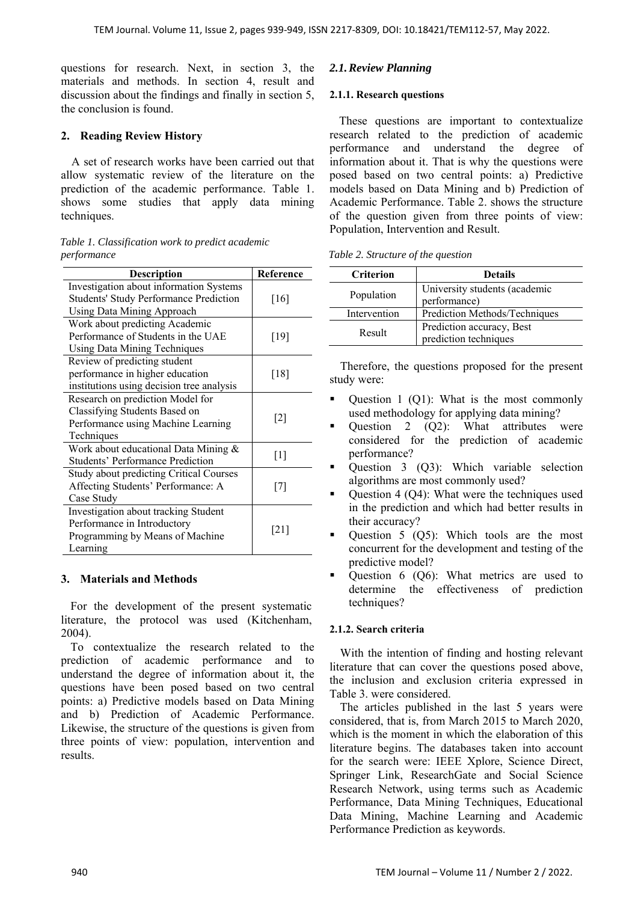questions for research. Next, in section 3, the materials and methods. In section 4, result and discussion about the findings and finally in section 5, the conclusion is found.

## 2. Reading Review History

A set of research works have been carried out that allow systematic review of the literature on the prediction of the academic performance. Table 1. shows some studies that apply data mining techniques.

*Table 1. Classification work to predict academic performance*

| Description | Reference |
|---|---|
| Investigation about information Systems Students' Study Performance Prediction Using Data Mining Approach | [16] |
| Work about predicting Academic Performance of Students in the UAE Using Data Mining Techniques | [19] |
| Review of predicting student performance in higher education institutions using decision tree analysis | [18] |
| Research on prediction Model for Classifying Students Based on Performance using Machine Learning Techniques | [2] |
| Work about educational Data Mining & Students' Performance Prediction | [1] |
| Study about predicting Critical Courses Affecting Students' Performance: A Case Study | [7] |
| Investigation about tracking Student Performance in Introductory Programming by Means of Machine Learning | [21] |

## 3. Materials and Methods

For the development of the present systematic literature, the protocol was used (Kitchenham, 2004).

To contextualize the research related to the prediction of academic performance and to understand the degree of information about it, the questions have been posed based on two central points: a) Predictive models based on Data Mining and b) Prediction of Academic Performance. Likewise, the structure of the questions is given from three points of view: population, intervention and results.

### *2.1. Review Planning*

#### 2.1.1. Research questions

These questions are important to contextualize research related to the prediction of academic performance and understand the degree of information about it. That is why the questions were posed based on two central points: a) Predictive models based on Data Mining and b) Prediction of Academic Performance. Table 2. shows the structure of the question given from three points of view: Population, Intervention and Result.

*Table 2. Structure of the question*

| Criterion | Details |
|---|---|
| Population | University students (academic performance) |
| Intervention | Prediction Methods/Techniques |
| Result | Prediction accuracy, Best prediction techniques |

Therefore, the questions proposed for the present study were:

- Question 1 (Q1): What is the most commonly used methodology for applying data mining?
- Question 2 (Q2): What attributes were considered for the prediction of academic performance?
- Question 3 (Q3): Which variable selection algorithms are most commonly used?
- Question 4 (Q4): What were the techniques used in the prediction and which had better results in their accuracy?
- Question 5 (Q5): Which tools are the most concurrent for the development and testing of the predictive model?
- Question 6 (Q6): What metrics are used to determine the effectiveness of prediction techniques?

#### 2.1.2. Search criteria

With the intention of finding and hosting relevant literature that can cover the questions posed above, the inclusion and exclusion criteria expressed in Table 3. were considered.

The articles published in the last 5 years were considered, that is, from March 2015 to March 2020, which is the moment in which the elaboration of this literature begins. The databases taken into account for the search were: IEEE Xplore, Science Direct, Springer Link, ResearchGate and Social Science Research Network, using terms such as Academic Performance, Data Mining Techniques, Educational Data Mining, Machine Learning and Academic Performance Prediction as keywords.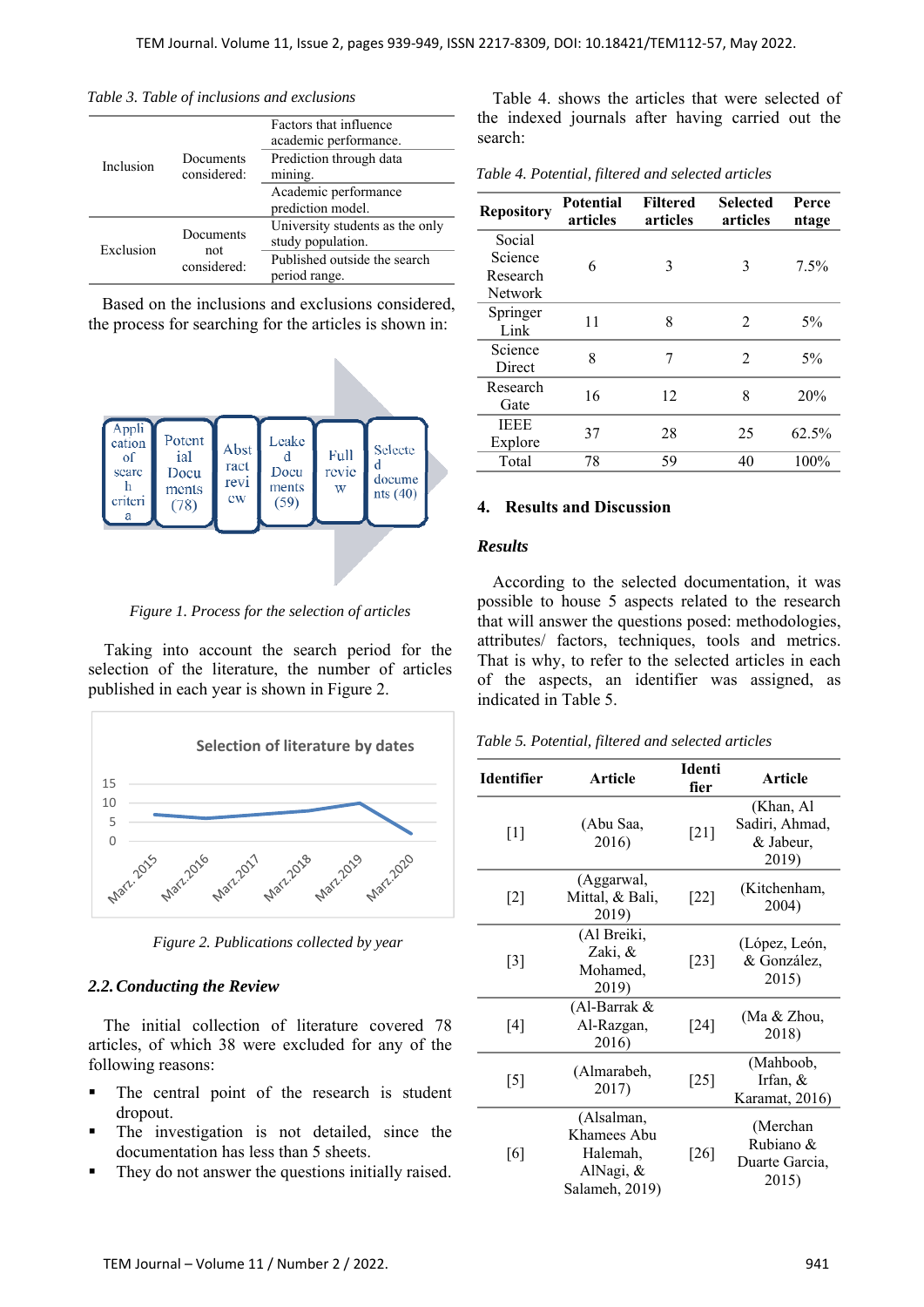*Table 3. Table of inclusions and exclusions*

| | | |
|---|---|---|
| Inclusion | Documents considered: | Factors that influence academic performance. |
| | | Prediction through data mining. |
| | | Academic performance prediction model. |
| Exclusion | Documents not considered: | University students as the only study population. |
| | | Published outside the search period range. |

Based on the inclusions and exclusions considered, the process for searching for the articles is shown in:

Application of search criteria → Potential Documents (78) → Abstract review → Leaked Documents (59) → Full review → Selected documents (40)

*Figure 1. Process for the selection of articles*

Taking into account the search period for the selection of the literature, the number of articles published in each year is shown in Figure 2.

Selection of literature by dates

*Figure 2. Publications collected by year*

### 2.2. Conducting the Review

The initial collection of literature covered 78 articles, of which 38 were excluded for any of the following reasons:

- The central point of the research is student dropout.
- The investigation is not detailed, since the documentation has less than 5 sheets.
- They do not answer the questions initially raised.

Table 4. shows the articles that were selected of the indexed journals after having carried out the search:

*Table 4. Potential, filtered and selected articles*

| Repository | Potential articles | Filtered articles | Selected articles | Percentage |
|---|---|---|---|---|
| Social Science Research Network | 6 | 3 | 3 | 7.5% |
| Springer Link | 11 | 8 | 2 | 5% |
| Science Direct | 8 | 7 | 2 | 5% |
| Research Gate | 16 | 12 | 8 | 20% |
| IEEE Explore | 37 | 28 | 25 | 62.5% |
| Total | 78 | 59 | 40 | 100% |

## 4. Results and Discussion

### *Results*

According to the selected documentation, it was possible to house 5 aspects related to the research that will answer the questions posed: methodologies, attributes/ factors, techniques, tools and metrics. That is why, to refer to the selected articles in each of the aspects, an identifier was assigned, as indicated in Table 5.

*Table 5. Potential, filtered and selected articles*

| Identifier | Article | Identifier | Article |
|---|---|---|---|
| [1] | (Abu Saa, 2016) | [21] | (Khan, Al Sadiri, Ahmad, & Jabeur, 2019) |
| [2] | (Aggarwal, Mittal, & Bali, 2019) | [22] | (Kitchenham, 2004) |
| [3] | (Al Breiki, Zaki, & Mohamed, 2019) | [23] | (López, León, & González, 2015) |
| [4] | (Al-Barrak & Al-Razgan, 2016) | [24] | (Ma & Zhou, 2018) |
| [5] | (Almarabeh, 2017) | [25] | (Mahboob, Irfan, & Karamat, 2016) |
| [6] | (Alsalman, Khamees Abu Halemah, AlNagi, & Salameh, 2019) | [26] | (Merchan Rubiano & Duarte Garcia, 2015) |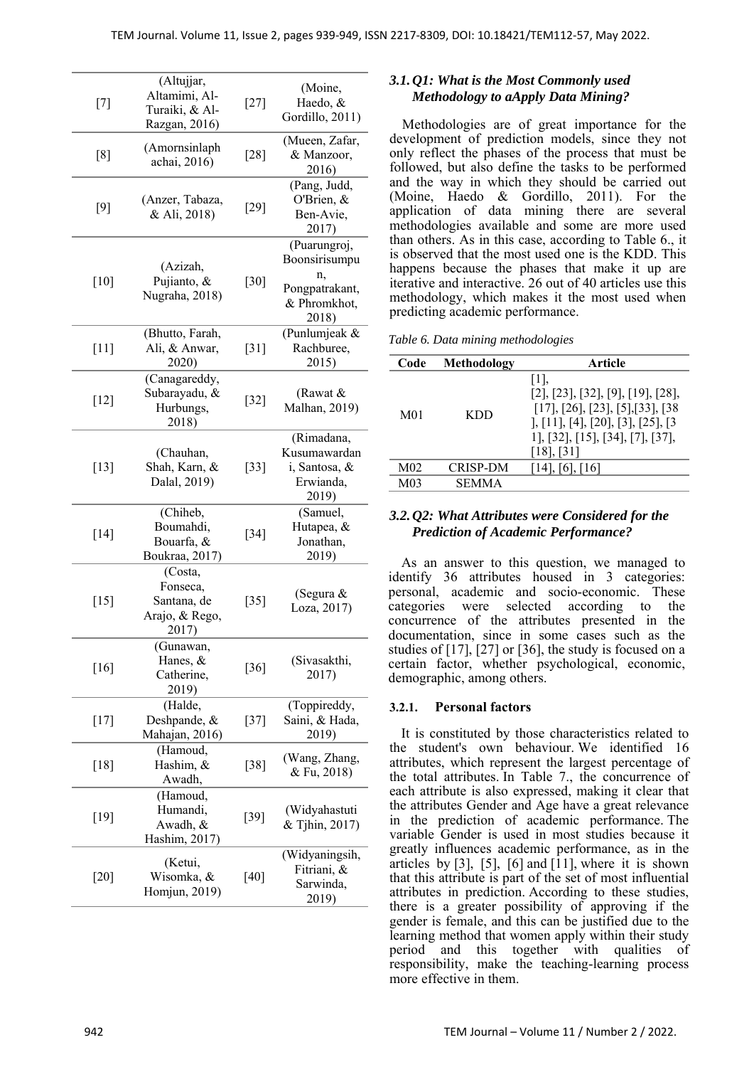| [7] | (Altujjar, Altamimi, Al-Turaiki, & Al-Razgan, 2016) | [27] | (Moine, Haedo, & Gordillo, 2011) |
|---|---|---|---|
| [8] | (Amornsinlaphachai, 2016) | [28] | (Mueen, Zafar, & Manzoor, 2016) |
| [9] | (Anzer, Tabaza, & Ali, 2018) | [29] | (Pang, Judd, O'Brien, & Ben-Avie, 2017) |
| [10] | (Azizah, Pujianto, & Nugraha, 2018) | [30] | (Puarungroj, Boonsirisumpun, Pongpatrakant, & Phromkhot, 2018) |
| [11] | (Bhutto, Farah, Ali, & Anwar, 2020) | [31] | (Punlumjeak & Rachburee, 2015) |
| [12] | (Canagareddy, Subarayadu, & Hurbungs, 2018) | [32] | (Rawat & Malhan, 2019) |
| [13] | (Chauhan, Shah, Karn, & Dalal, 2019) | [33] | (Rimadana, Kusumawardani, Santosa, & Erwianda, 2019) |
| [14] | (Chiheb, Boumahdi, Bouarfa, & Boukraa, 2017) | [34] | (Samuel, Hutapea, & Jonathan, 2019) |
| [15] | (Costa, Fonseca, Santana, de Arajo, & Rego, 2017) | [35] | (Segura & Loza, 2017) |
| [16] | (Gunawan, Hanes, & Catherine, 2019) | [36] | (Sivasakthi, 2017) |
| [17] | (Halde, Deshpande, & Mahajan, 2016) | [37] | (Toppireddy, Saini, & Hada, 2019) |
| [18] | (Hamoud, Hashim, & Awadh, | [38] | (Wang, Zhang, & Fu, 2018) |
| [19] | (Hamoud, Humandi, Awadh, & Hashim, 2017) | [39] | (Widyahastuti & Tjhin, 2017) |
| [20] | (Ketui, Wisomka, & Homjun, 2019) | [40] | (Widyaningsih, Fitriani, & Sarwinda, 2019) |

### 3.1. Q1: What is the Most Commonly used Methodology to aApply Data Mining?

Methodologies are of great importance for the development of prediction models, since they not only reflect the phases of the process that must be followed, but also define the tasks to be performed and the way in which they should be carried out (Moine, Haedo & Gordillo, 2011). For the application of data mining there are several methodologies available and some are more used than others. As in this case, according to Table 6., it is observed that the most used one is the KDD. This happens because the phases that make it up are iterative and interactive. 26 out of 40 articles use this methodology, which makes it the most used when predicting academic performance.

*Table 6. Data mining methodologies*

| Code | Methodology | Article |
|---|---|---|
| M01 | KDD | [1], [2], [23], [32], [9], [19], [28], [17], [26], [23], [5],[33], [38], [11], [4], [20], [3], [25], [31], [32], [15], [34], [7], [37], [18], [31] |
| M02 | CRISP-DM | [14], [6], [16] |
| M03 | SEMMA | |

### 3.2. Q2: What Attributes were Considered for the Prediction of Academic Performance?

As an answer to this question, we managed to identify 36 attributes housed in 3 categories: personal, academic and socio-economic. These categories were selected according to the concurrence of the attributes presented in the documentation, since in some cases such as the studies of [17], [27] or [36], the study is focused on a certain factor, whether psychological, economic, demographic, among others.

#### 3.2.1. Personal factors

It is constituted by those characteristics related to the student's own behaviour. We identified 16 attributes, which represent the largest percentage of the total attributes. In Table 7., the concurrence of each attribute is also expressed, making it clear that the attributes Gender and Age have a great relevance in the prediction of academic performance. The variable Gender is used in most studies because it greatly influences academic performance, as in the articles by [3], [5], [6] and [11], where it is shown that this attribute is part of the set of most influential attributes in prediction. According to these studies, there is a greater possibility of approving if the gender is female, and this can be justified due to the learning method that women apply within their study period and this together with qualities of responsibility, make the teaching-learning process more effective in them.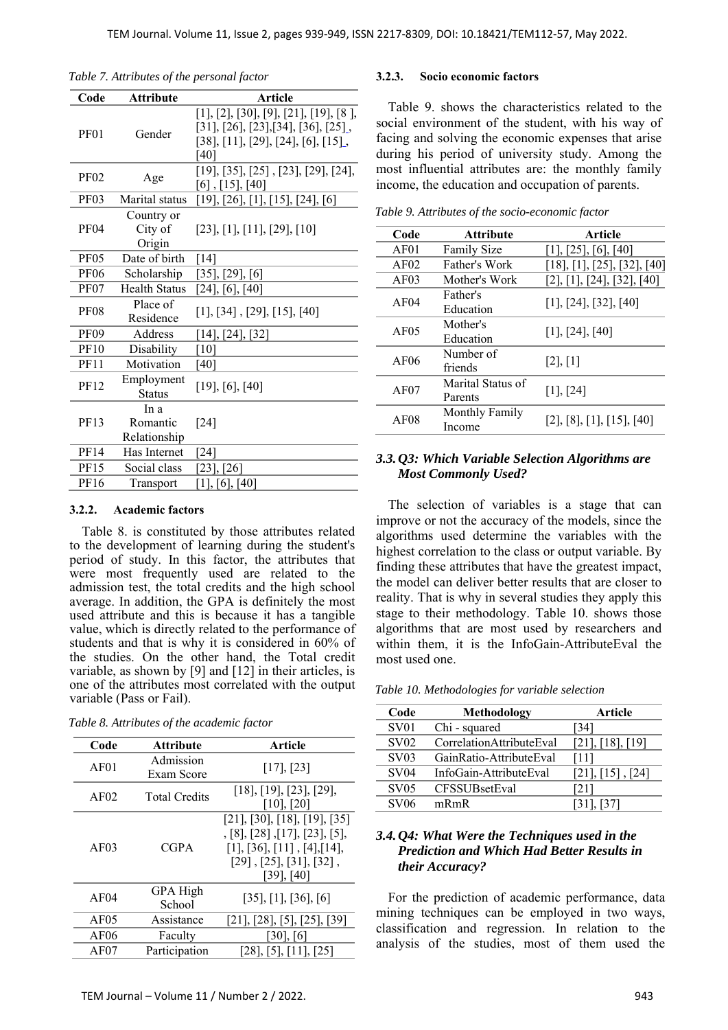*Table 7. Attributes of the personal factor*

| Code | Attribute | Article |
|---|---|---|
| PF01 | Gender | [1], [2], [30], [9], [21], [19], [8 ], [31], [26], [23],[34], [36], [25], [38], [11], [29], [24], [6], [15], [40] |
| PF02 | Age | [19], [35], [25] , [23], [29], [24], [6] , [15], [40] |
| PF03 | Marital status | [19], [26], [1], [15], [24], [6] |
| PF04 | Country or City of Origin | [23], [1], [11], [29], [10] |
| PF05 | Date of birth | [14] |
| PF06 | Scholarship | [35], [29], [6] |
| PF07 | Health Status | [24], [6], [40] |
| PF08 | Place of Residence | [1], [34] , [29], [15], [40] |
| PF09 | Address | [14], [24], [32] |
| PF10 | Disability | [10] |
| PF11 | Motivation | [40] |
| PF12 | Employment Status | [19], [6], [40] |
| PF13 | In a Romantic Relationship | [24] |
| PF14 | Has Internet | [24] |
| PF15 | Social class | [23], [26] |
| PF16 | Transport | [1], [6], [40] |

### 3.2.2. Academic factors

Table 8. is constituted by those attributes related to the development of learning during the student's period of study. In this factor, the attributes that were most frequently used are related to the admission test, the total credits and the high school average. In addition, the GPA is definitely the most used attribute and this is because it has a tangible value, which is directly related to the performance of students and that is why it is considered in 60% of the studies. On the other hand, the Total credit variable, as shown by [9] and [12] in their articles, is one of the attributes most correlated with the output variable (Pass or Fail).

*Table 8. Attributes of the academic factor*

| Code | Attribute | Article |
|---|---|---|
| AF01 | Admission Exam Score | [17], [23] |
| AF02 | Total Credits | [18], [19], [23], [29], [10], [20] |
| AF03 | CGPA | [21], [30], [18], [19], [35] , [8], [28] ,[17], [23], [5], [1], [36], [11] , [4],[14], [29] , [25], [31], [32] , [39], [40] |
| AF04 | GPA High School | [35], [1], [36], [6] |
| AF05 | Assistance | [21], [28], [5], [25], [39] |
| AF06 | Faculty | [30], [6] |
| AF07 | Participation | [28], [5], [11], [25] |

### 3.2.3. Socio economic factors

Table 9. shows the characteristics related to the social environment of the student, with his way of facing and solving the economic expenses that arise during his period of university study. Among the most influential attributes are: the monthly family income, the education and occupation of parents.

*Table 9. Attributes of the socio-economic factor*

| Code | Attribute | Article |
|---|---|---|
| AF01 | Family Size | [1], [25], [6], [40] |
| AF02 | Father's Work | [18], [1], [25], [32], [40] |
| AF03 | Mother's Work | [2], [1], [24], [32], [40] |
| AF04 | Father's Education | [1], [24], [32], [40] |
| AF05 | Mother's Education | [1], [24], [40] |
| AF06 | Number of friends | [2], [1] |
| AF07 | Marital Status of Parents | [1], [24] |
| AF08 | Monthly Family Income | [2], [8], [1], [15], [40] |

## 3.3. Q3: Which Variable Selection Algorithms are Most Commonly Used?

The selection of variables is a stage that can improve or not the accuracy of the models, since the algorithms used determine the variables with the highest correlation to the class or output variable. By finding these attributes that have the greatest impact, the model can deliver better results that are closer to reality. That is why in several studies they apply this stage to their methodology. Table 10. shows those algorithms that are most used by researchers and within them, it is the InfoGain-AttributeEval the most used one.

*Table 10. Methodologies for variable selection*

| Code | Methodology | Article |
|---|---|---|
| SV01 | Chi - squared | [34] |
| SV02 | CorrelationAttributeEval | [21], [18], [19] |
| SV03 | GainRatio-AttributeEval | [11] |
| SV04 | InfoGain-AttributeEval | [21], [15] , [24] |
| SV05 | CFSSUBsetEval | [21] |
| SV06 | mRmR | [31], [37] |

## 3.4. Q4: What Were the Techniques used in the Prediction and Which Had Better Results in their Accuracy?

For the prediction of academic performance, data mining techniques can be employed in two ways, classification and regression. In relation to the analysis of the studies, most of them used the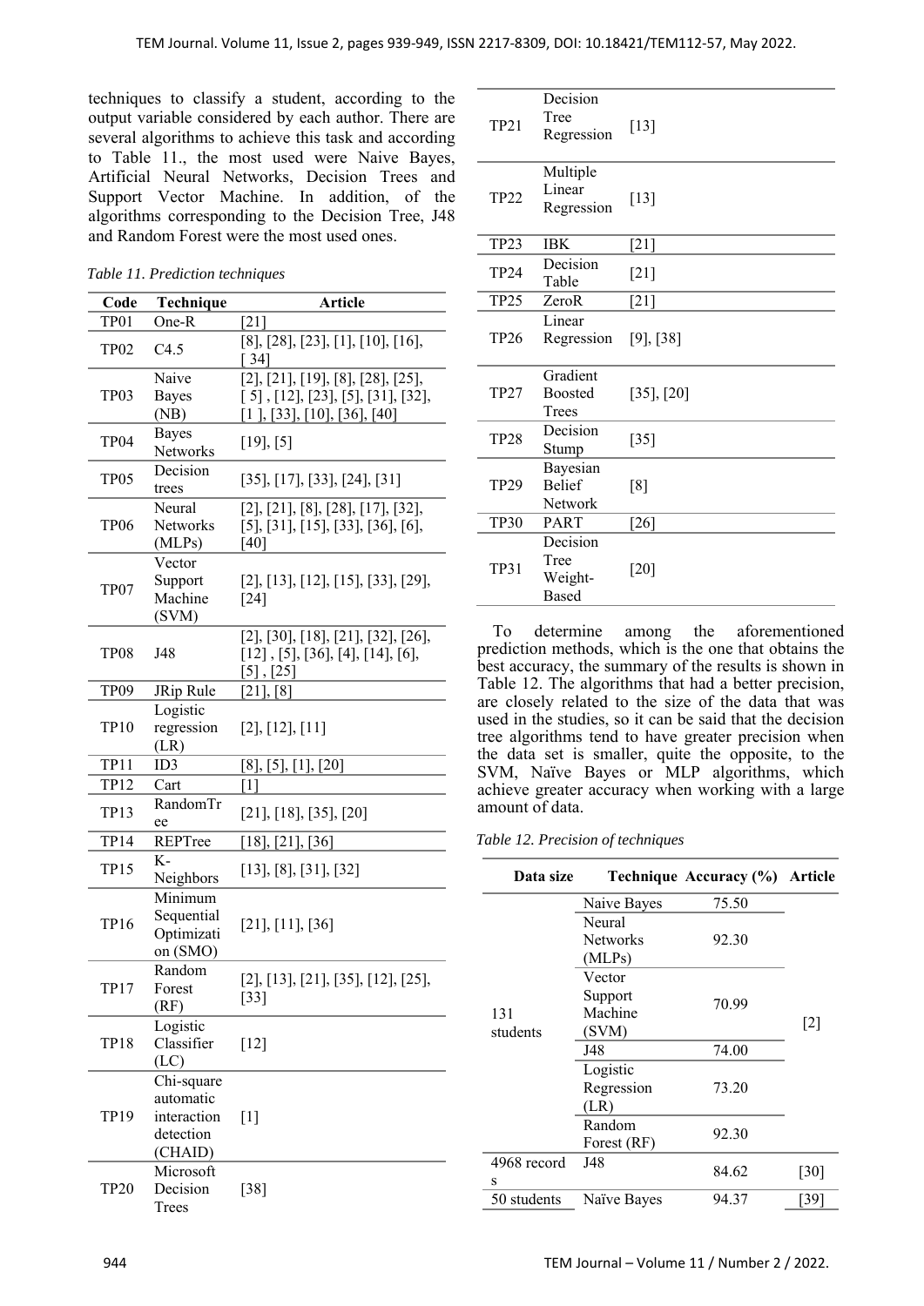techniques to classify a student, according to the output variable considered by each author. There are several algorithms to achieve this task and according to Table 11., the most used were Naive Bayes, Artificial Neural Networks, Decision Trees and Support Vector Machine. In addition, of the algorithms corresponding to the Decision Tree, J48 and Random Forest were the most used ones.

*Table 11. Prediction techniques*

| Code | Technique | Article |
|---|---|---|
| TP01 | One-R | [21] |
| TP02 | C4.5 | [8], [28], [23], [1], [10], [16], [ 34] |
| TP03 | Naive Bayes (NB) | [2], [21], [19], [8], [28], [25], [ 5] , [12], [23], [5], [31], [32], [1 ], [33], [10], [36], [40] |
| TP04 | Bayes Networks | [19], [5] |
| TP05 | Decision trees | [35], [17], [33], [24], [31] |
| TP06 | Neural Networks (MLPs) | [2], [21], [8], [28], [17], [32], [5], [31], [15], [33], [36], [6], [40] |
| TP07 | Vector Support Machine (SVM) | [2], [13], [12], [15], [33], [29], [24] |
| TP08 | J48 | [2], [30], [18], [21], [32], [26], [12] , [5], [36], [4], [14], [6], [5] , [25] |
| TP09 | JRip Rule | [21], [8] |
| TP10 | Logistic regression (LR) | [2], [12], [11] |
| TP11 | ID3 | [8], [5], [1], [20] |
| TP12 | Cart | [1] |
| TP13 | RandomTree | [21], [18], [35], [20] |
| TP14 | REPTree | [18], [21], [36] |
| TP15 | K-Neighbors | [13], [8], [31], [32] |
| TP16 | Minimum Sequential Optimization (SMO) | [21], [11], [36] |
| TP17 | Random Forest (RF) | [2], [13], [21], [35], [12], [25], [33] |
| TP18 | Logistic Classifier (LC) | [12] |
| TP19 | Chi-square automatic interaction detection (CHAID) | [1] |
| TP20 | Microsoft Decision Trees | [38] |
| TP21 | Decision Tree Regression | [13] |
| TP22 | Multiple Linear Regression | [13] |
| TP23 | IBK | [21] |
| TP24 | Decision Table | [21] |
| TP25 | ZeroR | [21] |
| TP26 | Linear Regression | [9], [38] |
| TP27 | Gradient Boosted Trees | [35], [20] |
| TP28 | Decision Stump | [35] |
| TP29 | Bayesian Belief Network | [8] |
| TP30 | PART | [26] |
| TP31 | Decision Tree Weight-Based | [20] |

To determine among the aforementioned prediction methods, which is the one that obtains the best accuracy, the summary of the results is shown in Table 12. The algorithms that had a better precision, are closely related to the size of the data that was used in the studies, so it can be said that the decision tree algorithms tend to have greater precision when the data set is smaller, quite the opposite, to the SVM, Naïve Bayes or MLP algorithms, which achieve greater accuracy when working with a large amount of data.

*Table 12. Precision of techniques*

| Data size | Technique | Accuracy (%) | Article |
|---|---|---|---|
| 131 students | Naive Bayes | 75.50 | [2] |
| | Neural Networks (MLPs) | 92.30 | |
| | Vector Support Machine (SVM) | 70.99 | |
| | J48 | 74.00 | |
| | Logistic Regression (LR) | 73.20 | |
| | Random Forest (RF) | 92.30 | |
| 4968 records | J48 | 84.62 | [30] |
| 50 students | Naïve Bayes | 94.37 | [39] |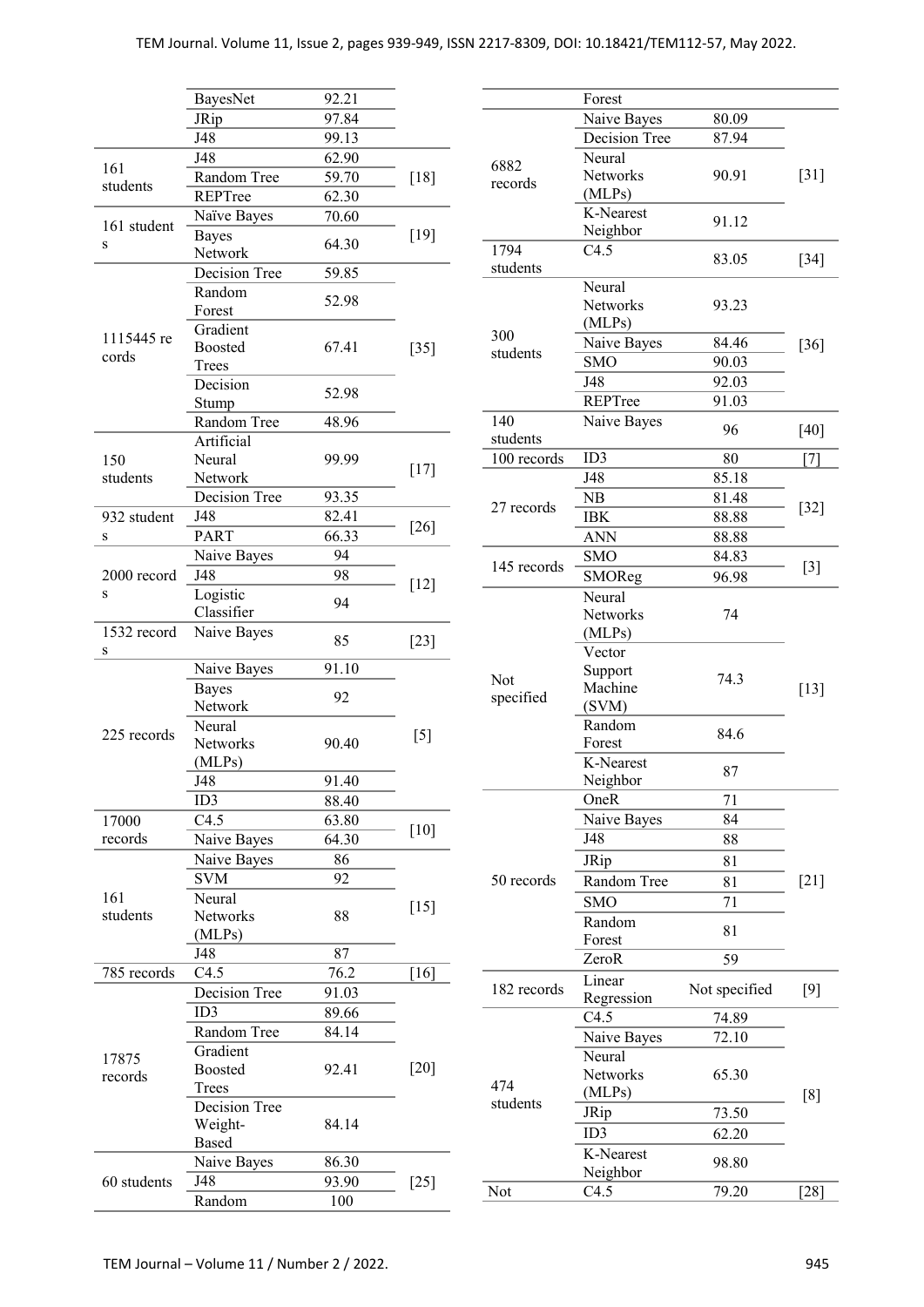| | | | |
|---|---|---|---|
| | BayesNet | 92.21 | |
| | JRip | 97.84 | |
| | J48 | 99.13 | |
| 161 students | J48 | 62.90 | [18] |
| | Random Tree | 59.70 | |
| | REPTree | 62.30 | |
| 161 students | Naïve Bayes | 70.60 | [19] |
| | Bayes Network | 64.30 | |
| 1115445 records | Decision Tree | 59.85 | [35] |
| | Random Forest | 52.98 | |
| | Gradient Boosted Trees | 67.41 | |
| | Decision Stump | 52.98 | |
| | Random Tree | 48.96 | |
| 150 students | Artificial Neural Network | 99.99 | [17] |
| | Decision Tree | 93.35 | |
| 932 students | J48 | 82.41 | [26] |
| | PART | 66.33 | |
| 2000 records | Naive Bayes | 94 | [12] |
| | J48 | 98 | |
| | Logistic Classifier | 94 | |
| 1532 records | Naive Bayes | 85 | [23] |
| 225 records | Naive Bayes | 91.10 | [5] |
| | Bayes Network | 92 | |
| | Neural Networks (MLPs) | 90.40 | |
| | J48 | 91.40 | |
| | ID3 | 88.40 | |
| 17000 records | C4.5 | 63.80 | [10] |
| | Naive Bayes | 64.30 | |
| 161 students | Naive Bayes | 86 | [15] |
| | SVM | 92 | |
| | Neural Networks (MLPs) | 88 | |
| | J48 | 87 | |
| 785 records | C4.5 | 76.2 | [16] |
| 17875 records | Decision Tree | 91.03 | [20] |
| | ID3 | 89.66 | |
| | Random Tree | 84.14 | |
| | Gradient Boosted Trees | 92.41 | |
| | Decision Tree Weight-Based | 84.14 | |
| 60 students | Naive Bayes | 86.30 | [25] |
| | J48 | 93.90 | |
| | Random Forest | 100 | |
| 6882 records | Naive Bayes | 80.09 | [31] |
| | Decision Tree | 87.94 | |
| | Neural Networks (MLPs) | 90.91 | |
| | K-Nearest Neighbor | 91.12 | |
| 1794 students | C4.5 | 83.05 | [34] |
| 300 students | Neural Networks (MLPs) | 93.23 | [36] |
| | Naive Bayes | 84.46 | |
| | SMO | 90.03 | |
| | J48 | 92.03 | |
| | REPTree | 91.03 | |
| 140 students | Naive Bayes | 96 | [40] |
| 100 records | ID3 | 80 | [7] |
| 27 records | J48 | 85.18 | [32] |
| | NB | 81.48 | |
| | IBK | 88.88 | |
| | ANN | 88.88 | |
| 145 records | SMO | 84.83 | [3] |
| | SMOReg | 96.98 | |
| Not specified | Neural Networks (MLPs) | 74 | [13] |
| | Vector Support Machine (SVM) | 74.3 | |
| | Random Forest | 84.6 | |
| | K-Nearest Neighbor | 87 | |
| 50 records | OneR | 71 | [21] |
| | Naive Bayes | 84 | |
| | J48 | 88 | |
| | JRip | 81 | |
| | Random Tree | 81 | |
| | SMO | 71 | |
| | Random Forest | 81 | |
| | ZeroR | 59 | |
| 182 records | Linear Regression | Not specified | [9] |
| 474 students | C4.5 | 74.89 | [8] |
| | Naive Bayes | 72.10 | |
| | Neural Networks (MLPs) | 65.30 | |
| | JRip | 73.50 | |
| | ID3 | 62.20 | |
| | K-Nearest Neighbor | 98.80 | |
| Not | C4.5 | 79.20 | [28] |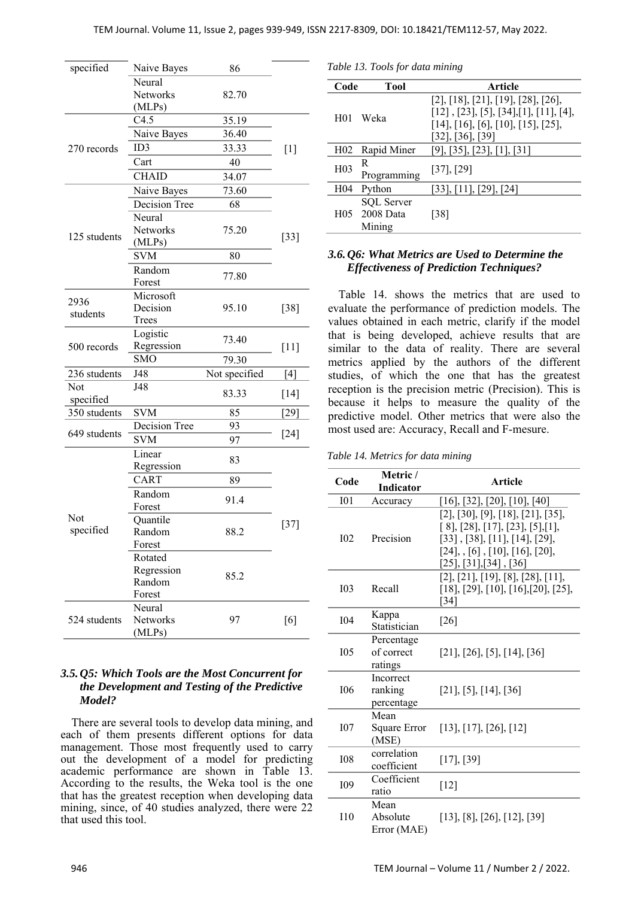| | | | |
|---|---|---|---|
| specified | Naive Bayes | 86 | |
| | Neural Networks (MLPs) | 82.70 | |
| 270 records | C4.5 | 35.19 | [1] |
| | Naive Bayes | 36.40 | |
| | ID3 | 33.33 | |
| | Cart | 40 | |
| | CHAID | 34.07 | |
| 125 students | Naive Bayes | 73.60 | [33] |
| | Decision Tree | 68 | |
| | Neural Networks (MLPs) | 75.20 | |
| | SVM | 80 | |
| | Random Forest | 77.80 | |
| 2936 students | Microsoft Decision Trees | 95.10 | [38] |
| 500 records | Logistic Regression | 73.40 | [11] |
| | SMO | 79.30 | |
| 236 students | J48 | Not specified | [4] |
| Not specified | J48 | 83.33 | [14] |
| 350 students | SVM | 85 | [29] |
| 649 students | Decision Tree | 93 | [24] |
| | SVM | 97 | |
| Not specified | Linear Regression | 83 | [37] |
| | CART | 89 | |
| | Random Forest | 91.4 | |
| | Quantile Random Forest | 88.2 | |
| | Rotated Regression Random Forest | 85.2 | |
| 524 students | Neural Networks (MLPs) | 97 | [6] |

### 3.5. Q5: Which Tools are the Most Concurrent for the Development and Testing of the Predictive Model?

There are several tools to develop data mining, and each of them presents different options for data management. Those most frequently used to carry out the development of a model for predicting academic performance are shown in Table 13. According to the results, the Weka tool is the one that has the greatest reception when developing data mining, since, of 40 studies analyzed, there were 22 that used this tool.

*Table 13. Tools for data mining*

| Code | Tool | Article |
|---|---|---|
| H01 | Weka | [2], [18], [21], [19], [28], [26], [12] , [23], [5], [34],[1], [11], [4], [14], [16], [6], [10], [15], [25], [32], [36], [39] |
| H02 | Rapid Miner | [9], [35], [23], [1], [31] |
| H03 | R Programming | [37], [29] |
| H04 | Python | [33], [11], [29], [24] |
| H05 | SQL Server 2008 Data Mining | [38] |

### 3.6. Q6: What Metrics are Used to Determine the Effectiveness of Prediction Techniques?

Table 14. shows the metrics that are used to evaluate the performance of prediction models. The values obtained in each metric, clarify if the model that is being developed, achieve results that are similar to the data of reality. There are several metrics applied by the authors of the different studies, of which the one that has the greatest reception is the precision metric (Precision). This is because it helps to measure the quality of the predictive model. Other metrics that were also the most used are: Accuracy, Recall and F-mesure.

*Table 14. Metrics for data mining*

| Code | Metric / Indicator | Article |
|---|---|---|
| I01 | Accuracy | [16], [32], [20], [10], [40] |
| I02 | Precision | [2], [30], [9], [18], [21], [35], [ 8], [28], [17], [23], [5],[1], [33] , [38], [11], [14], [29], [24], , [6] , [10], [16], [20], [25], [31],[34] , [36] |
| I03 | Recall | [2], [21], [19], [8], [28], [11], [18], [29], [10], [16],[20], [25], [34] |
| I04 | Kappa Statistician | [26] |
| I05 | Percentage of correct ratings | [21], [26], [5], [14], [36] |
| I06 | Incorrect ranking percentage | [21], [5], [14], [36] |
| I07 | Mean Square Error (MSE) | [13], [17], [26], [12] |
| I08 | correlation coefficient | [17], [39] |
| I09 | Coefficient ratio | [12] |
| I10 | Mean Absolute Error (MAE) | [13], [8], [26], [12], [39] |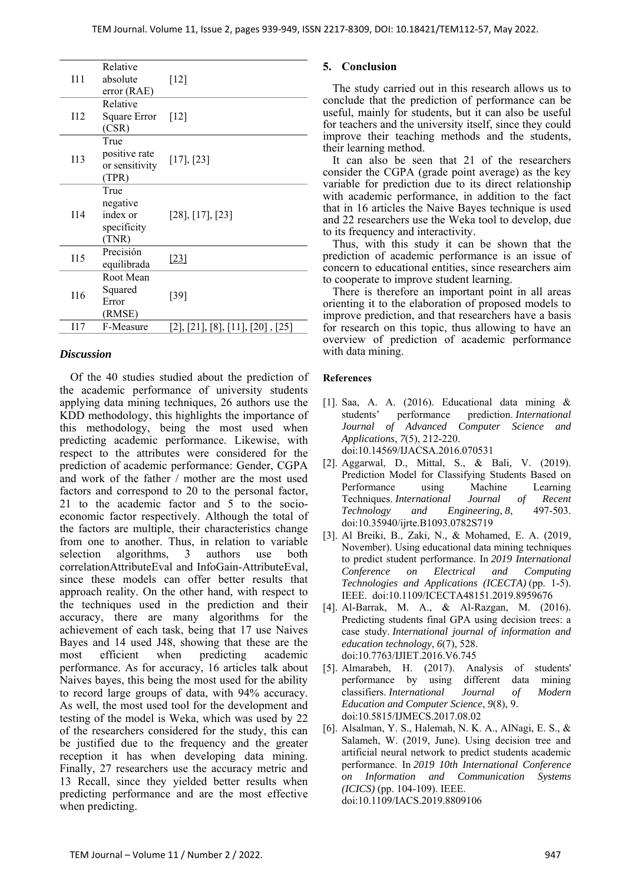| | | |
|---|---|---|
| I11 | Relative absolute error (RAE) | [12] |
| I12 | Relative Square Error (CSR) | [12] |
| I13 | True positive rate or sensitivity (TPR) | [17], [23] |
| I14 | True negative index or specificity (TNR) | [28], [17], [23] |
| I15 | Precisión equilibrada | [23] |
| I16 | Root Mean Squared Error (RMSE) | [39] |
| I17 | F-Measure | [2], [21], [8], [11], [20] , [25] |

### *Discussion*

Of the 40 studies studied about the prediction of the academic performance of university students applying data mining techniques, 26 authors use the KDD methodology, this highlights the importance of this methodology, being the most used when predicting academic performance. Likewise, with respect to the attributes were considered for the prediction of academic performance: Gender, CGPA and work of the father / mother are the most used factors and correspond to 20 to the personal factor, 21 to the academic factor and 5 to the socio-economic factor respectively. Although the total of the factors are multiple, their characteristics change from one to another. Thus, in relation to variable selection algorithms, 3 authors use both correlationAttributeEval and InfoGain-AttributeEval, since these models can offer better results that approach reality. On the other hand, with respect to the techniques used in the prediction and their accuracy, there are many algorithms for the achievement of each task, being that 17 use Naives Bayes and 14 used J48, showing that these are the most efficient when predicting academic performance. As for accuracy, 16 articles talk about Naives bayes, this being the most used for the ability to record large groups of data, with 94% accuracy. As well, the most used tool for the development and testing of the model is Weka, which was used by 22 of the researchers considered for the study, this can be justified due to the frequency and the greater reception it has when developing data mining. Finally, 27 researchers use the accuracy metric and 13 Recall, since they yielded better results when predicting performance and are the most effective when predicting.

## 5. Conclusion

The study carried out in this research allows us to conclude that the prediction of performance can be useful, mainly for students, but it can also be useful for teachers and the university itself, since they could improve their teaching methods and the students, their learning method.

It can also be seen that 21 of the researchers consider the CGPA (grade point average) as the key variable for prediction due to its direct relationship with academic performance, in addition to the fact that in 16 articles the Naive Bayes technique is used and 22 researchers use the Weka tool to develop, due to its frequency and interactivity.

Thus, with this study it can be shown that the prediction of academic performance is an issue of concern to educational entities, since researchers aim to cooperate to improve student learning.

There is therefore an important point in all areas orienting it to the elaboration of proposed models to improve prediction, and that researchers have a basis for research on this topic, thus allowing to have an overview of prediction of academic performance with data mining.

## References

[1]. Saa, A. A. (2016). Educational data mining & students' performance prediction. *International Journal of Advanced Computer Science and Applications*, *7*(5), 212-220. doi:10.14569/IJACSA.2016.070531

[2]. Aggarwal, D., Mittal, S., & Bali, V. (2019). Prediction Model for Classifying Students Based on Performance using Machine Learning Techniques. *International Journal of Recent Technology and Engineering*, *8*, 497-503. doi:10.35940/ijrte.B1093.0782S719

[3]. Al Breiki, B., Zaki, N., & Mohamed, E. A. (2019, November). Using educational data mining techniques to predict student performance. In *2019 International Conference on Electrical and Computing Technologies and Applications (ICECTA)* (pp. 1-5). IEEE. doi:10.1109/ICECTA48151.2019.8959676

[4]. Al-Barrak, M. A., & Al-Razgan, M. (2016). Predicting students final GPA using decision trees: a case study. *International journal of information and education technology*, *6*(7), 528. doi:10.7763/IJIET.2016.V6.745

[5]. Almarabeh, H. (2017). Analysis of students' performance by using different data mining classifiers. *International Journal of Modern Education and Computer Science*, *9*(8), 9. doi:10.5815/IJMECS.2017.08.02

[6]. Alsalman, Y. S., Halemah, N. K. A., AlNagi, E. S., & Salameh, W. (2019, June). Using decision tree and artificial neural network to predict students academic performance. In *2019 10th International Conference on Information and Communication Systems (ICICS)* (pp. 104-109). IEEE. doi:10.1109/IACS.2019.8809106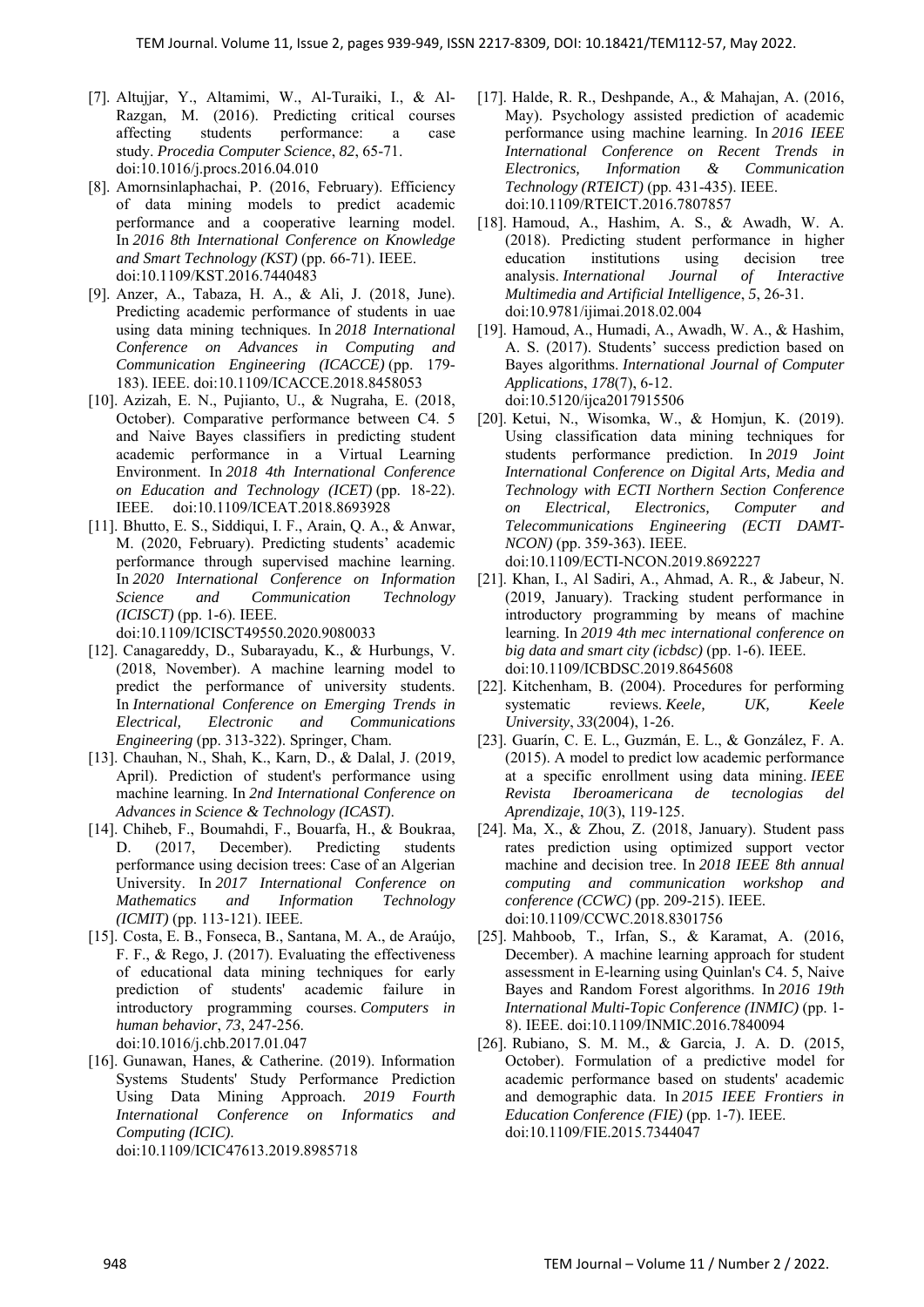[7]. Altujjar, Y., Altamimi, W., Al-Turaiki, I., & Al-Razgan, M. (2016). Predicting critical courses affecting students performance: a case study. *Procedia Computer Science*, *82*, 65-71. doi:10.1016/j.procs.2016.04.010

[8]. Amornsinlaphachai, P. (2016, February). Efficiency of data mining models to predict academic performance and a cooperative learning model. In *2016 8th International Conference on Knowledge and Smart Technology (KST)* (pp. 66-71). IEEE. doi:10.1109/KST.2016.7440483

[9]. Anzer, A., Tabaza, H. A., & Ali, J. (2018, June). Predicting academic performance of students in uae using data mining techniques. In *2018 International Conference on Advances in Computing and Communication Engineering (ICACCE)* (pp. 179-183). IEEE. doi:10.1109/ICACCE.2018.8458053

[10]. Azizah, E. N., Pujianto, U., & Nugraha, E. (2018, October). Comparative performance between C4. 5 and Naive Bayes classifiers in predicting student academic performance in a Virtual Learning Environment. In *2018 4th International Conference on Education and Technology (ICET)* (pp. 18-22). IEEE. doi:10.1109/ICEAT.2018.8693928

[11]. Bhutto, E. S., Siddiqui, I. F., Arain, Q. A., & Anwar, M. (2020, February). Predicting students' academic performance through supervised machine learning. In *2020 International Conference on Information Science and Communication Technology (ICISCT)* (pp. 1-6). IEEE. doi:10.1109/ICISCT49550.2020.9080033

[12]. Canagareddy, D., Subarayadu, K., & Hurbungs, V. (2018, November). A machine learning model to predict the performance of university students. In *International Conference on Emerging Trends in Electrical, Electronic and Communications Engineering* (pp. 313-322). Springer, Cham.

[13]. Chauhan, N., Shah, K., Karn, D., & Dalal, J. (2019, April). Prediction of student's performance using machine learning. In *2nd International Conference on Advances in Science & Technology (ICAST)*.

[14]. Chiheb, F., Boumahdi, F., Bouarfa, H., & Boukraa, D. (2017, December). Predicting students performance using decision trees: Case of an Algerian University. In *2017 International Conference on Mathematics and Information Technology (ICMIT)* (pp. 113-121). IEEE.

[15]. Costa, E. B., Fonseca, B., Santana, M. A., de Araújo, F. F., & Rego, J. (2017). Evaluating the effectiveness of educational data mining techniques for early prediction of students' academic failure in introductory programming courses. *Computers in human behavior*, *73*, 247-256. doi:10.1016/j.chb.2017.01.047

[16]. Gunawan, Hanes, & Catherine. (2019). Information Systems Students' Study Performance Prediction Using Data Mining Approach. *2019 Fourth International Conference on Informatics and Computing (ICIC)*. doi:10.1109/ICIC47613.2019.8985718

[17]. Halde, R. R., Deshpande, A., & Mahajan, A. (2016, May). Psychology assisted prediction of academic performance using machine learning. In *2016 IEEE International Conference on Recent Trends in Electronics, Information & Communication Technology (RTEICT)* (pp. 431-435). IEEE. doi:10.1109/RTEICT.2016.7807857

[18]. Hamoud, A., Hashim, A. S., & Awadh, W. A. (2018). Predicting student performance in higher education institutions using decision tree analysis. *International Journal of Interactive Multimedia and Artificial Intelligence*, *5*, 26-31. doi:10.9781/ijimai.2018.02.004

[19]. Hamoud, A., Humadi, A., Awadh, W. A., & Hashim, A. S. (2017). Students' success prediction based on Bayes algorithms. *International Journal of Computer Applications*, *178*(7), 6-12. doi:10.5120/ijca2017915506

[20]. Ketui, N., Wisomka, W., & Homjun, K. (2019). Using classification data mining techniques for students performance prediction. In *2019 Joint International Conference on Digital Arts, Media and Technology with ECTI Northern Section Conference on Electrical, Electronics, Computer and Telecommunications Engineering (ECTI DAMT-NCON)* (pp. 359-363). IEEE. doi:10.1109/ECTI-NCON.2019.8692227

[21]. Khan, I., Al Sadiri, A., Ahmad, A. R., & Jabeur, N. (2019, January). Tracking student performance in introductory programming by means of machine learning. In *2019 4th mec international conference on big data and smart city (icbdsc)* (pp. 1-6). IEEE. doi:10.1109/ICBDSC.2019.8645608

[22]. Kitchenham, B. (2004). Procedures for performing systematic reviews. *Keele, UK, Keele University*, *33*(2004), 1-26.

[23]. Guarín, C. E. L., Guzmán, E. L., & González, F. A. (2015). A model to predict low academic performance at a specific enrollment using data mining. *IEEE Revista Iberoamericana de tecnologias del Aprendizaje*, *10*(3), 119-125.

[24]. Ma, X., & Zhou, Z. (2018, January). Student pass rates prediction using optimized support vector machine and decision tree. In *2018 IEEE 8th annual computing and communication workshop and conference (CCWC)* (pp. 209-215). IEEE. doi:10.1109/CCWC.2018.8301756

[25]. Mahboob, T., Irfan, S., & Karamat, A. (2016, December). A machine learning approach for student assessment in E-learning using Quinlan's C4. 5, Naive Bayes and Random Forest algorithms. In *2016 19th International Multi-Topic Conference (INMIC)* (pp. 1-8). IEEE. doi:10.1109/INMIC.2016.7840094

[26]. Rubiano, S. M. M., & Garcia, J. A. D. (2015, October). Formulation of a predictive model for academic performance based on students' academic and demographic data. In *2015 IEEE Frontiers in Education Conference (FIE)* (pp. 1-7). IEEE. doi:10.1109/FIE.2015.7344047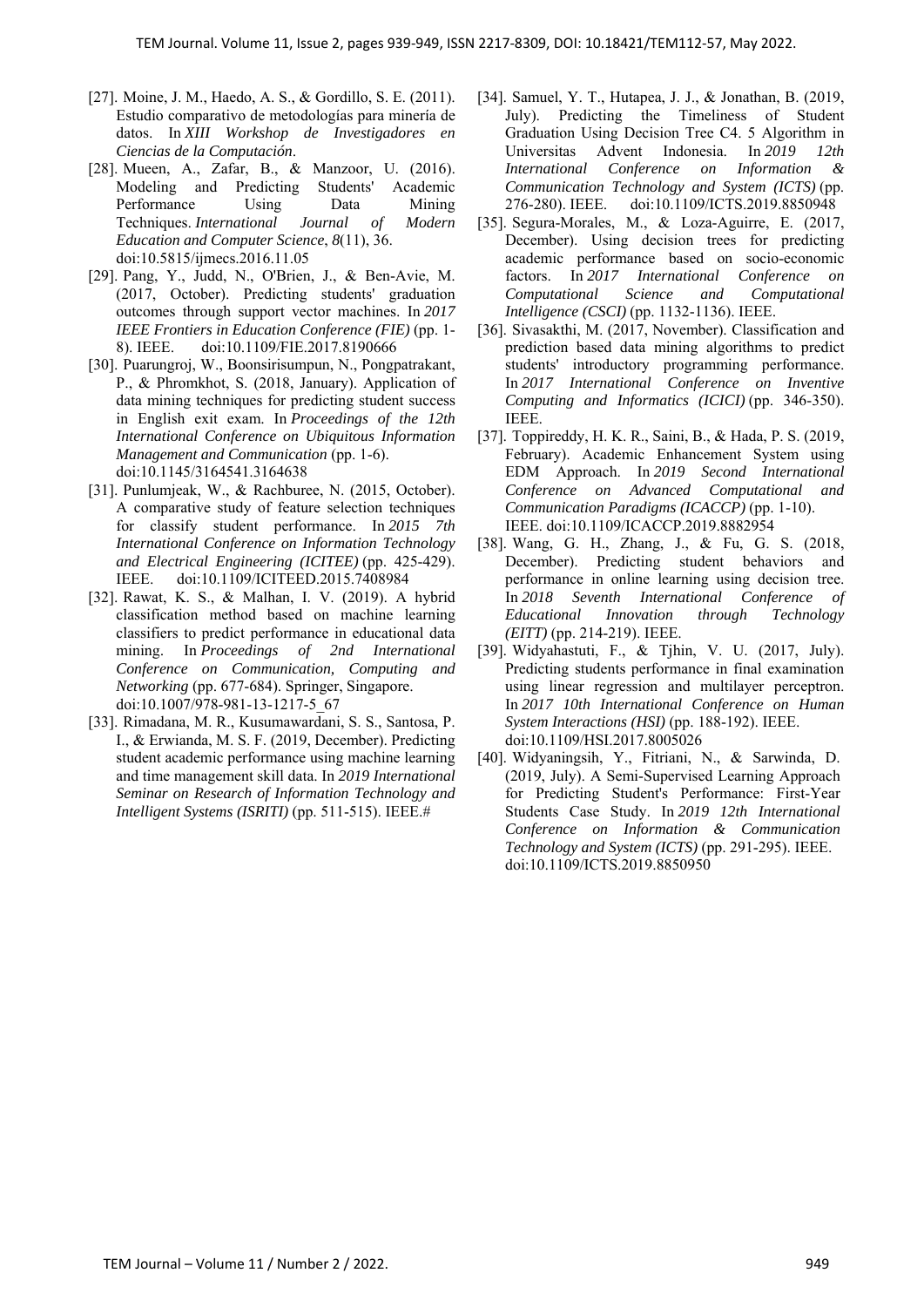[27]. Moine, J. M., Haedo, A. S., & Gordillo, S. E. (2011). Estudio comparativo de metodologías para minería de datos. In *XIII Workshop de Investigadores en Ciencias de la Computación*.

[28]. Mueen, A., Zafar, B., & Manzoor, U. (2016). Modeling and Predicting Students' Academic Performance Using Data Mining Techniques. *International Journal of Modern Education and Computer Science*, *8*(11), 36. doi:10.5815/ijmecs.2016.11.05

[29]. Pang, Y., Judd, N., O'Brien, J., & Ben-Avie, M. (2017, October). Predicting students' graduation outcomes through support vector machines. In *2017 IEEE Frontiers in Education Conference (FIE)* (pp. 1-8). IEEE. doi:10.1109/FIE.2017.8190666

[30]. Puarungroj, W., Boonsirisumpun, N., Pongpatrakant, P., & Phromkhot, S. (2018, January). Application of data mining techniques for predicting student success in English exit exam. In *Proceedings of the 12th International Conference on Ubiquitous Information Management and Communication* (pp. 1-6). doi:10.1145/3164541.3164638

[31]. Punlumjeak, W., & Rachburee, N. (2015, October). A comparative study of feature selection techniques for classify student performance. In *2015 7th International Conference on Information Technology and Electrical Engineering (ICITEE)* (pp. 425-429). IEEE. doi:10.1109/ICITEED.2015.7408984

[32]. Rawat, K. S., & Malhan, I. V. (2019). A hybrid classification method based on machine learning classifiers to predict performance in educational data mining. In *Proceedings of 2nd International Conference on Communication, Computing and Networking* (pp. 677-684). Springer, Singapore. doi:10.1007/978-981-13-1217-5_67

[33]. Rimadana, M. R., Kusumawardani, S. S., Santosa, P. I., & Erwianda, M. S. F. (2019, December). Predicting student academic performance using machine learning and time management skill data. In *2019 International Seminar on Research of Information Technology and Intelligent Systems (ISRITI)* (pp. 511-515). IEEE.#

[34]. Samuel, Y. T., Hutapea, J. J., & Jonathan, B. (2019, July). Predicting the Timeliness of Student Graduation Using Decision Tree C4. 5 Algorithm in Universitas Advent Indonesia. In *2019 12th International Conference on Information & Communication Technology and System (ICTS)* (pp. 276-280). IEEE. doi:10.1109/ICTS.2019.8850948

[35]. Segura-Morales, M., & Loza-Aguirre, E. (2017, December). Using decision trees for predicting academic performance based on socio-economic factors. In *2017 International Conference on Computational Science and Computational Intelligence (CSCI)* (pp. 1132-1136). IEEE.

[36]. Sivasakthi, M. (2017, November). Classification and prediction based data mining algorithms to predict students' introductory programming performance. In *2017 International Conference on Inventive Computing and Informatics (ICICI)* (pp. 346-350). IEEE.

[37]. Toppireddy, H. K. R., Saini, B., & Hada, P. S. (2019, February). Academic Enhancement System using EDM Approach. In *2019 Second International Conference on Advanced Computational and Communication Paradigms (ICACCP)* (pp. 1-10). IEEE. doi:10.1109/ICACCP.2019.8882954

[38]. Wang, G. H., Zhang, J., & Fu, G. S. (2018, December). Predicting student behaviors and performance in online learning using decision tree. In *2018 Seventh International Conference of Educational Innovation through Technology (EITT)* (pp. 214-219). IEEE.

[39]. Widyahastuti, F., & Tjhin, V. U. (2017, July). Predicting students performance in final examination using linear regression and multilayer perceptron. In *2017 10th International Conference on Human System Interactions (HSI)* (pp. 188-192). IEEE. doi:10.1109/HSI.2017.8005026

[40]. Widyaningsih, Y., Fitriani, N., & Sarwinda, D. (2019, July). A Semi-Supervised Learning Approach for Predicting Student's Performance: First-Year Students Case Study. In *2019 12th International Conference on Information & Communication Technology and System (ICTS)* (pp. 291-295). IEEE. doi:10.1109/ICTS.2019.8850950